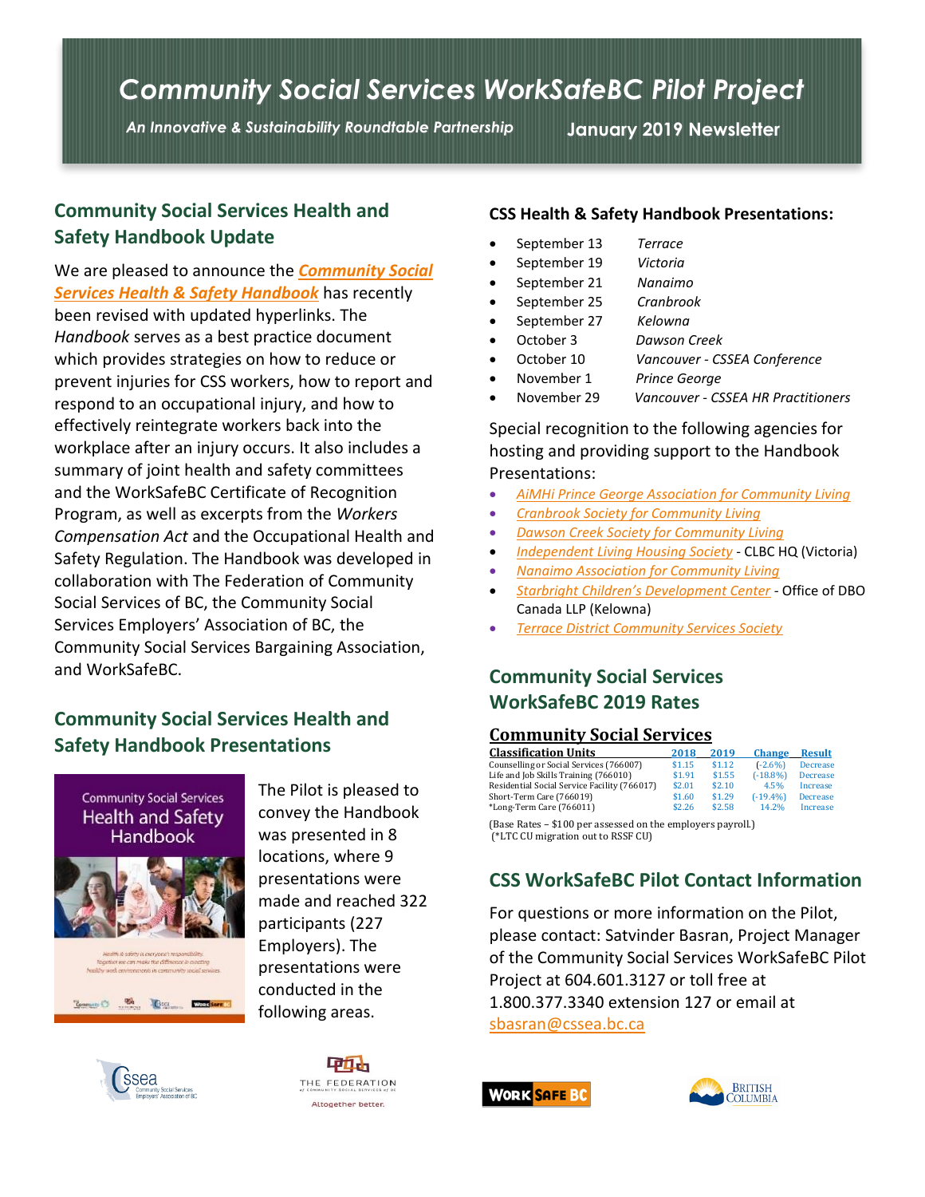# Community Social Services WorkSafeBC Pilot Project

*An Innovative & Sustainability Roundtable Partnership* **January 2019 Newsletter**

## Community Social Services Health and Safety Handbook Update

We are pleased to announce the ***Community Social Services Health & Safety Handbook*** has recently been revised with updated hyperlinks. The *Handbook* serves as a best practice document which provides strategies on how to reduce or prevent injuries for CSS workers, how to report and respond to an occupational injury, and how to effectively reintegrate workers back into the workplace after an injury occurs. It also includes a summary of joint health and safety committees and the WorkSafeBC Certificate of Recognition Program, as well as excerpts from the *Workers Compensation Act* and the Occupational Health and Safety Regulation. The Handbook was developed in collaboration with The Federation of Community Social Services of BC, the Community Social Services Employers' Association of BC, the Community Social Services Bargaining Association, and WorkSafeBC.

## Community Social Services Health and Safety Handbook Presentations

The Pilot is pleased to convey the Handbook was presented in 8 locations, where 9 presentations were made and reached 322 participants (227 Employers). The presentations were conducted in the following areas.

**CSS Health & Safety Handbook Presentations:**

- September 13 — *Terrace*
- September 19 — *Victoria*
- September 21 — *Nanaimo*
- September 25 — *Cranbrook*
- September 27 — *Kelowna*
- October 3 — *Dawson Creek*
- October 10 — *Vancouver - CSSEA Conference*
- November 1 — *Prince George*
- November 29 — *Vancouver - CSSEA HR Practitioners*

Special recognition to the following agencies for hosting and providing support to the Handbook Presentations:

- *AiMHi Prince George Association for Community Living*
- *Cranbrook Society for Community Living*
- *Dawson Creek Society for Community Living*
- *Independent Living Housing Society* - CLBC HQ (Victoria)
- *Nanaimo Association for Community Living*
- *Starbright Children's Development Center* - Office of DBO Canada LLP (Kelowna)
- *Terrace District Community Services Society*

## Community Social Services WorkSafeBC 2019 Rates

**Community Social Services**

| Classification Units | 2018 | 2019 | Change | Result |
|---|---|---|---|---|
| Counselling or Social Services (766007) | $1.15 | $1.12 | (-2.6%) | Decrease |
| Life and Job Skills Training (766010) | $1.91 | $1.55 | (-18.8%) | Decrease |
| Residential Social Service Facility (766017) | $2.01 | $2.10 | 4.5% | Increase |
| Short-Term Care (766019) | $1.60 | $1.29 | (-19.4%) | Decrease |
| *Long-Term Care (766011) | $2.26 | $2.58 | 14.2% | Increase |

(Base Rates – $100 per assessed on the employers payroll.)
(*LTC CU migration out to RSSF CU)

## CSS WorkSafeBC Pilot Contact Information

For questions or more information on the Pilot, please contact: Satvinder Basran, Project Manager of the Community Social Services WorkSafeBC Pilot Project at 604.601.3127 or toll free at 1.800.377.3340 extension 127 or email at sbasran@cssea.bc.ca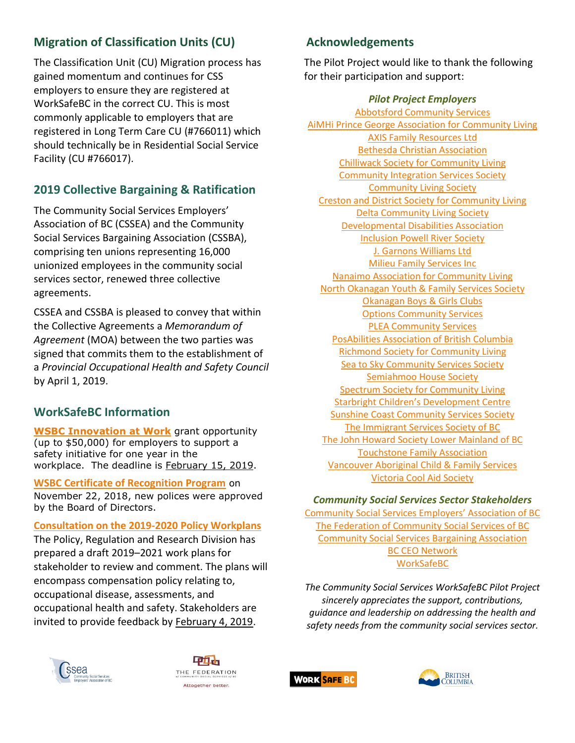## Migration of Classification Units (CU)

The Classification Unit (CU) Migration process has gained momentum and continues for CSS employers to ensure they are registered at WorkSafeBC in the correct CU. This is most commonly applicable to employers that are registered in Long Term Care CU (#766011) which should technically be in Residential Social Service Facility (CU #766017).

## 2019 Collective Bargaining & Ratification

The Community Social Services Employers' Association of BC (CSSEA) and the Community Social Services Bargaining Association (CSSBA), comprising ten unions representing 16,000 unionized employees in the community social services sector, renewed three collective agreements.

CSSEA and CSSBA is pleased to convey that within the Collective Agreements a *Memorandum of Agreement* (MOA) between the two parties was signed that commits them to the establishment of a *Provincial Occupational Health and Safety Council* by April 1, 2019.

## WorkSafeBC Information

**WSBC Innovation at Work** grant opportunity (up to $50,000) for employers to support a safety initiative for one year in the workplace. The deadline is February 15, 2019.

**WSBC Certificate of Recognition Program** on November 22, 2018, new polices were approved by the Board of Directors.

**Consultation on the 2019-2020 Policy Workplans**

The Policy, Regulation and Research Division has prepared a draft 2019–2021 work plans for stakeholder to review and comment. The plans will encompass compensation policy relating to, occupational disease, assessments, and occupational health and safety. Stakeholders are invited to provide feedback by February 4, 2019.

## Acknowledgements

The Pilot Project would like to thank the following for their participation and support:

***Pilot Project Employers***

Abbotsford Community Services
AiMHi Prince George Association for Community Living
AXIS Family Resources Ltd
Bethesda Christian Association
Chilliwack Society for Community Living
Community Integration Services Society
Community Living Society
Creston and District Society for Community Living
Delta Community Living Society
Developmental Disabilities Association
Inclusion Powell River Society
J. Garnons Williams Ltd
Milieu Family Services Inc
Nanaimo Association for Community Living
North Okanagan Youth & Family Services Society
Okanagan Boys & Girls Clubs
Options Community Services
PLEA Community Services
PosAbilities Association of British Columbia
Richmond Society for Community Living
Sea to Sky Community Services Society
Semiahmoo House Society
Spectrum Society for Community Living
Starbright Children's Development Centre
Sunshine Coast Community Services Society
The Immigrant Services Society of BC
The John Howard Society Lower Mainland of BC
Touchstone Family Association
Vancouver Aboriginal Child & Family Services
Victoria Cool Aid Society

***Community Social Services Sector Stakeholders***

Community Social Services Employers' Association of BC
The Federation of Community Social Services of BC
Community Social Services Bargaining Association
BC CEO Network
WorkSafeBC

*The Community Social Services WorkSafeBC Pilot Project sincerely appreciates the support, contributions, guidance and leadership on addressing the health and safety needs from the community social services sector.*